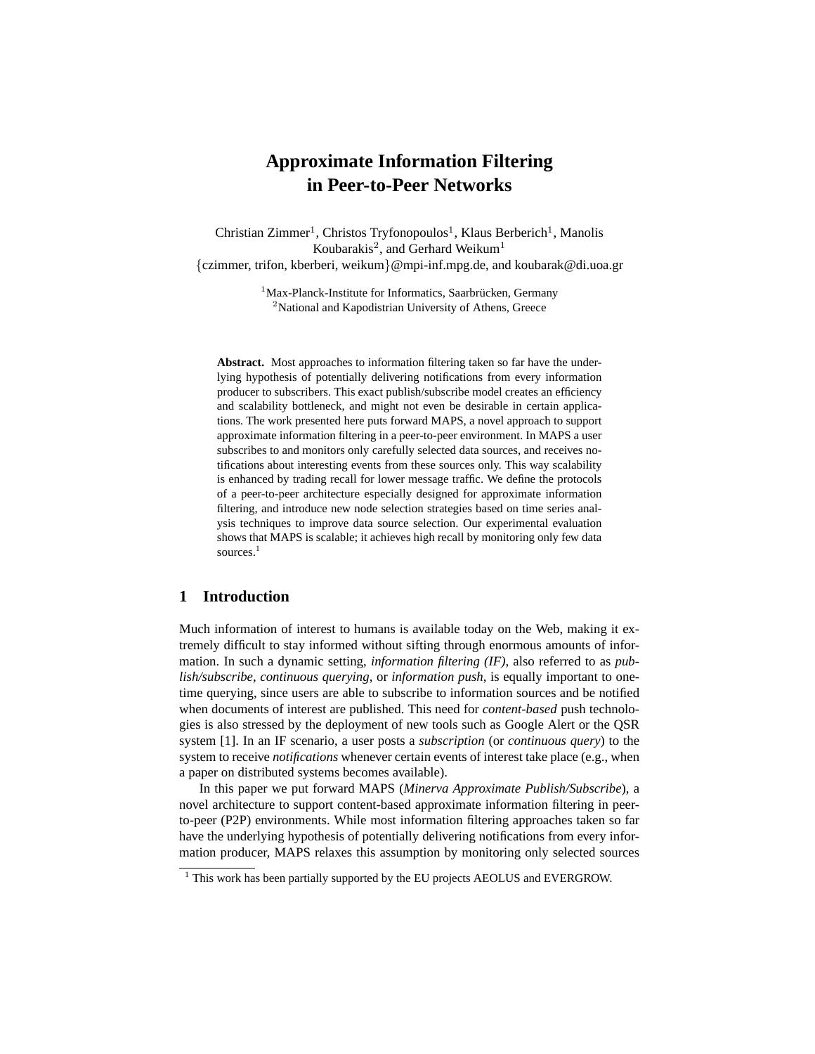# Approximate Information Filtering in Peer-to-Peer Networks

Christian Zimmer[1], Christos Tryfonopoulos[1], Klaus Berberich[1], Manolis Koubarakis[2], and Gerhard Weikum[1]

{czimmer, trifon, kberberi, weikum}@mpi-inf.mpg.de, and koubarak@di.uoa.gr

[1]Max-Planck-Institute for Informatics, Saarbrücken, Germany
[2]National and Kapodistrian University of Athens, Greece

**Abstract.** Most approaches to information filtering taken so far have the underlying hypothesis of potentially delivering notifications from every information producer to subscribers. This exact publish/subscribe model creates an efficiency and scalability bottleneck, and might not even be desirable in certain applications. The work presented here puts forward MAPS, a novel approach to support approximate information filtering in a peer-to-peer environment. In MAPS a user subscribes to and monitors only carefully selected data sources, and receives notifications about interesting events from these sources only. This way scalability is enhanced by trading recall for lower message traffic. We define the protocols of a peer-to-peer architecture especially designed for approximate information filtering, and introduce new node selection strategies based on time series analysis techniques to improve data source selection. Our experimental evaluation shows that MAPS is scalable; it achieves high recall by monitoring only few data sources.[1]

## 1 Introduction

Much information of interest to humans is available today on the Web, making it extremely difficult to stay informed without sifting through enormous amounts of information. In such a dynamic setting, *information filtering (IF)*, also referred to as *publish/subscribe*, *continuous querying*, or *information push*, is equally important to one-time querying, since users are able to subscribe to information sources and be notified when documents of interest are published. This need for *content-based* push technologies is also stressed by the deployment of new tools such as Google Alert or the QSR system [1]. In an IF scenario, a user posts a *subscription* (or *continuous query*) to the system to receive *notifications* whenever certain events of interest take place (e.g., when a paper on distributed systems becomes available).

In this paper we put forward MAPS (*Minerva Approximate Publish/Subscribe*), a novel architecture to support content-based approximate information filtering in peer-to-peer (P2P) environments. While most information filtering approaches taken so far have the underlying hypothesis of potentially delivering notifications from every information producer, MAPS relaxes this assumption by monitoring only selected sources

[1] This work has been partially supported by the EU projects AEOLUS and EVERGROW.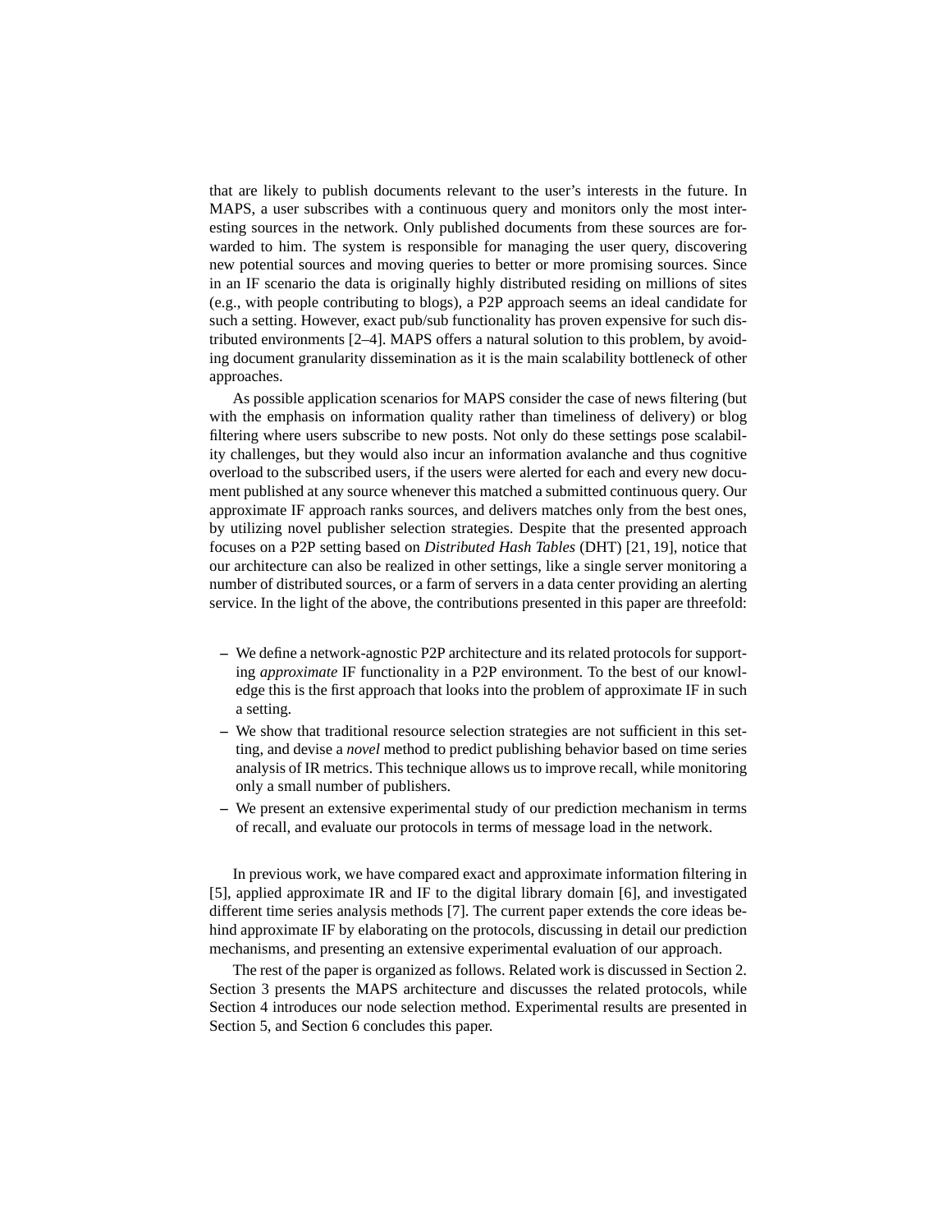that are likely to publish documents relevant to the user's interests in the future. In MAPS, a user subscribes with a continuous query and monitors only the most interesting sources in the network. Only published documents from these sources are forwarded to him. The system is responsible for managing the user query, discovering new potential sources and moving queries to better or more promising sources. Since in an IF scenario the data is originally highly distributed residing on millions of sites (e.g., with people contributing to blogs), a P2P approach seems an ideal candidate for such a setting. However, exact pub/sub functionality has proven expensive for such distributed environments [2–4]. MAPS offers a natural solution to this problem, by avoiding document granularity dissemination as it is the main scalability bottleneck of other approaches.

As possible application scenarios for MAPS consider the case of news filtering (but with the emphasis on information quality rather than timeliness of delivery) or blog filtering where users subscribe to new posts. Not only do these settings pose scalability challenges, but they would also incur an information avalanche and thus cognitive overload to the subscribed users, if the users were alerted for each and every new document published at any source whenever this matched a submitted continuous query. Our approximate IF approach ranks sources, and delivers matches only from the best ones, by utilizing novel publisher selection strategies. Despite that the presented approach focuses on a P2P setting based on *Distributed Hash Tables* (DHT) [21, 19], notice that our architecture can also be realized in other settings, like a single server monitoring a number of distributed sources, or a farm of servers in a data center providing an alerting service. In the light of the above, the contributions presented in this paper are threefold:

- We define a network-agnostic P2P architecture and its related protocols for supporting *approximate* IF functionality in a P2P environment. To the best of our knowledge this is the first approach that looks into the problem of approximate IF in such a setting.
- We show that traditional resource selection strategies are not sufficient in this setting, and devise a *novel* method to predict publishing behavior based on time series analysis of IR metrics. This technique allows us to improve recall, while monitoring only a small number of publishers.
- We present an extensive experimental study of our prediction mechanism in terms of recall, and evaluate our protocols in terms of message load in the network.

In previous work, we have compared exact and approximate information filtering in [5], applied approximate IR and IF to the digital library domain [6], and investigated different time series analysis methods [7]. The current paper extends the core ideas behind approximate IF by elaborating on the protocols, discussing in detail our prediction mechanisms, and presenting an extensive experimental evaluation of our approach.

The rest of the paper is organized as follows. Related work is discussed in Section 2. Section 3 presents the MAPS architecture and discusses the related protocols, while Section 4 introduces our node selection method. Experimental results are presented in Section 5, and Section 6 concludes this paper.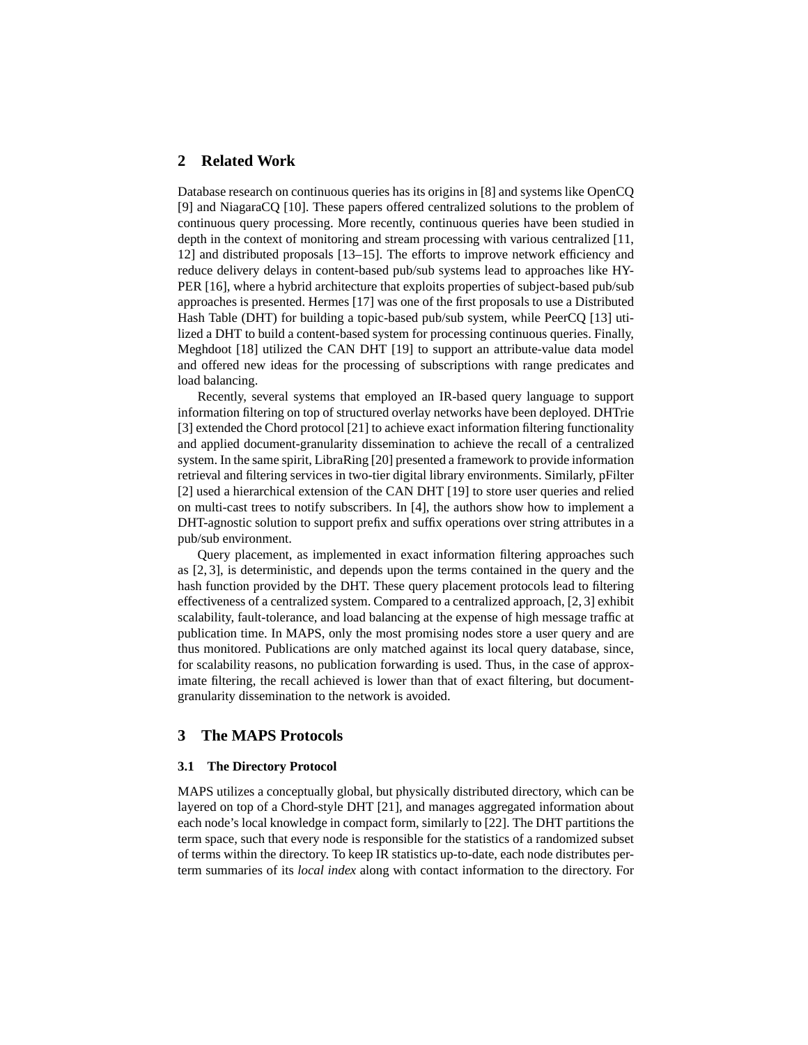## 2 Related Work

Database research on continuous queries has its origins in [8] and systems like OpenCQ [9] and NiagaraCQ [10]. These papers offered centralized solutions to the problem of continuous query processing. More recently, continuous queries have been studied in depth in the context of monitoring and stream processing with various centralized [11, 12] and distributed proposals [13–15]. The efforts to improve network efficiency and reduce delivery delays in content-based pub/sub systems lead to approaches like HYPER [16], where a hybrid architecture that exploits properties of subject-based pub/sub approaches is presented. Hermes [17] was one of the first proposals to use a Distributed Hash Table (DHT) for building a topic-based pub/sub system, while PeerCQ [13] utilized a DHT to build a content-based system for processing continuous queries. Finally, Meghdoot [18] utilized the CAN DHT [19] to support an attribute-value data model and offered new ideas for the processing of subscriptions with range predicates and load balancing.

Recently, several systems that employed an IR-based query language to support information filtering on top of structured overlay networks have been deployed. DHTrie [3] extended the Chord protocol [21] to achieve exact information filtering functionality and applied document-granularity dissemination to achieve the recall of a centralized system. In the same spirit, LibraRing [20] presented a framework to provide information retrieval and filtering services in two-tier digital library environments. Similarly, pFilter [2] used a hierarchical extension of the CAN DHT [19] to store user queries and relied on multi-cast trees to notify subscribers. In [4], the authors show how to implement a DHT-agnostic solution to support prefix and suffix operations over string attributes in a pub/sub environment.

Query placement, as implemented in exact information filtering approaches such as [2, 3], is deterministic, and depends upon the terms contained in the query and the hash function provided by the DHT. These query placement protocols lead to filtering effectiveness of a centralized system. Compared to a centralized approach, [2, 3] exhibit scalability, fault-tolerance, and load balancing at the expense of high message traffic at publication time. In MAPS, only the most promising nodes store a user query and are thus monitored. Publications are only matched against its local query database, since, for scalability reasons, no publication forwarding is used. Thus, in the case of approximate filtering, the recall achieved is lower than that of exact filtering, but document-granularity dissemination to the network is avoided.

## 3 The MAPS Protocols

### 3.1 The Directory Protocol

MAPS utilizes a conceptually global, but physically distributed directory, which can be layered on top of a Chord-style DHT [21], and manages aggregated information about each node's local knowledge in compact form, similarly to [22]. The DHT partitions the term space, such that every node is responsible for the statistics of a randomized subset of terms within the directory. To keep IR statistics up-to-date, each node distributes per-term summaries of its *local index* along with contact information to the directory. For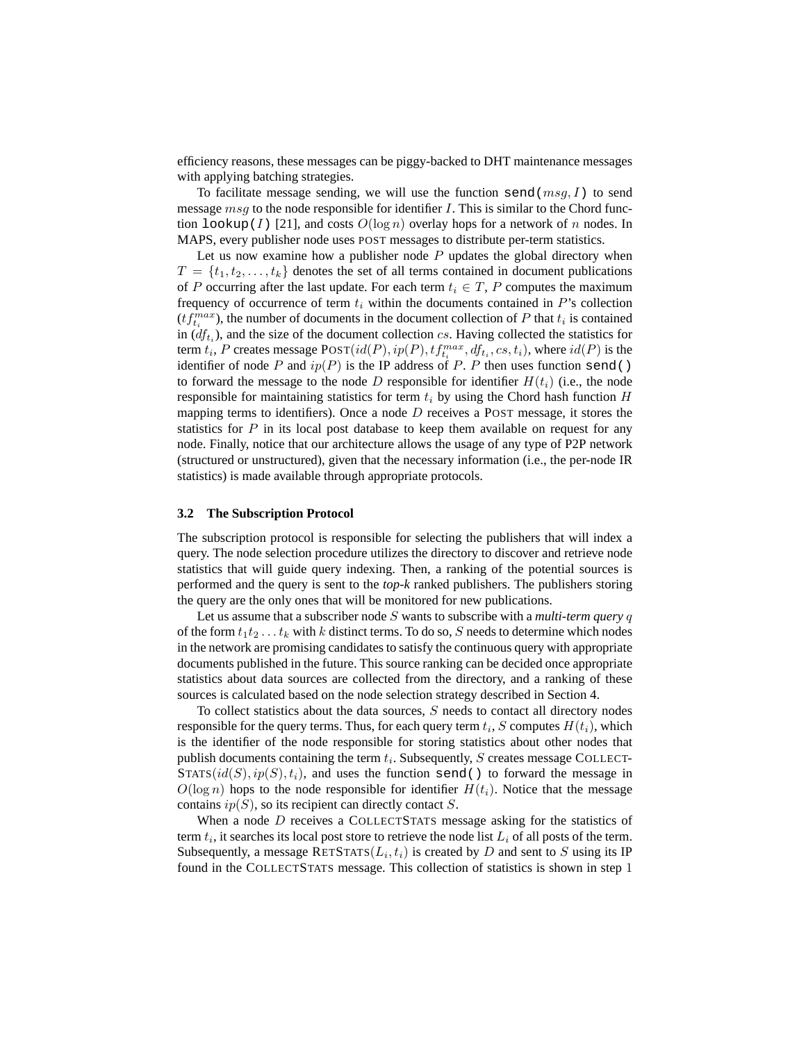efficiency reasons, these messages can be piggy-backed to DHT maintenance messages with applying batching strategies.

To facilitate message sending, we will use the function `send(`$msg, I$`)` to send message $msg$ to the node responsible for identifier $I$. This is similar to the Chord function `lookup(`$I$`)` [21], and costs $O(\log n)$ overlay hops for a network of $n$ nodes. In MAPS, every publisher node uses POST messages to distribute per-term statistics.

Let us now examine how a publisher node $P$ updates the global directory when $T = \{t_1, t_2, \ldots, t_k\}$ denotes the set of all terms contained in document publications of $P$ occurring after the last update. For each term $t_i \in T$, $P$ computes the maximum frequency of occurrence of term $t_i$ within the documents contained in $P$'s collection ($tf_{t_i}^{max}$), the number of documents in the document collection of $P$ that $t_i$ is contained in ($df_{t_i}$), and the size of the document collection $cs$. Having collected the statistics for term $t_i$, $P$ creates message $\text{POST}(id(P), ip(P), tf_{t_i}^{max}, df_{t_i}, cs, t_i)$, where $id(P)$ is the identifier of node $P$ and $ip(P)$ is the IP address of $P$. $P$ then uses function `send()` to forward the message to the node $D$ responsible for identifier $H(t_i)$ (i.e., the node responsible for maintaining statistics for term $t_i$ by using the Chord hash function $H$ mapping terms to identifiers). Once a node $D$ receives a POST message, it stores the statistics for $P$ in its local post database to keep them available on request for any node. Finally, notice that our architecture allows the usage of any type of P2P network (structured or unstructured), given that the necessary information (i.e., the per-node IR statistics) is made available through appropriate protocols.

### 3.2 The Subscription Protocol

The subscription protocol is responsible for selecting the publishers that will index a query. The node selection procedure utilizes the directory to discover and retrieve node statistics that will guide query indexing. Then, a ranking of the potential sources is performed and the query is sent to the ***top-k*** ranked publishers. The publishers storing the query are the only ones that will be monitored for new publications.

Let us assume that a subscriber node $S$ wants to subscribe with a ***multi-term query*** $q$ of the form $t_1 t_2 \ldots t_k$ with $k$ distinct terms. To do so, $S$ needs to determine which nodes in the network are promising candidates to satisfy the continuous query with appropriate documents published in the future. This source ranking can be decided once appropriate statistics about data sources are collected from the directory, and a ranking of these sources is calculated based on the node selection strategy described in Section 4.

To collect statistics about the data sources, $S$ needs to contact all directory nodes responsible for the query terms. Thus, for each query term $t_i$, $S$ computes $H(t_i)$, which is the identifier of the node responsible for storing statistics about other nodes that publish documents containing the term $t_i$. Subsequently, $S$ creates message $\text{COLLECTSTATS}(id(S), ip(S), t_i)$, and uses the function `send()` to forward the message in $O(\log n)$ hops to the node responsible for identifier $H(t_i)$. Notice that the message contains $ip(S)$, so its recipient can directly contact $S$.

When a node $D$ receives a COLLECTSTATS message asking for the statistics of term $t_i$, it searches its local post store to retrieve the node list $L_i$ of all posts of the term. Subsequently, a message $\text{RETSTATS}(L_i, t_i)$ is created by $D$ and sent to $S$ using its IP found in the COLLECTSTATS message. This collection of statistics is shown in step 1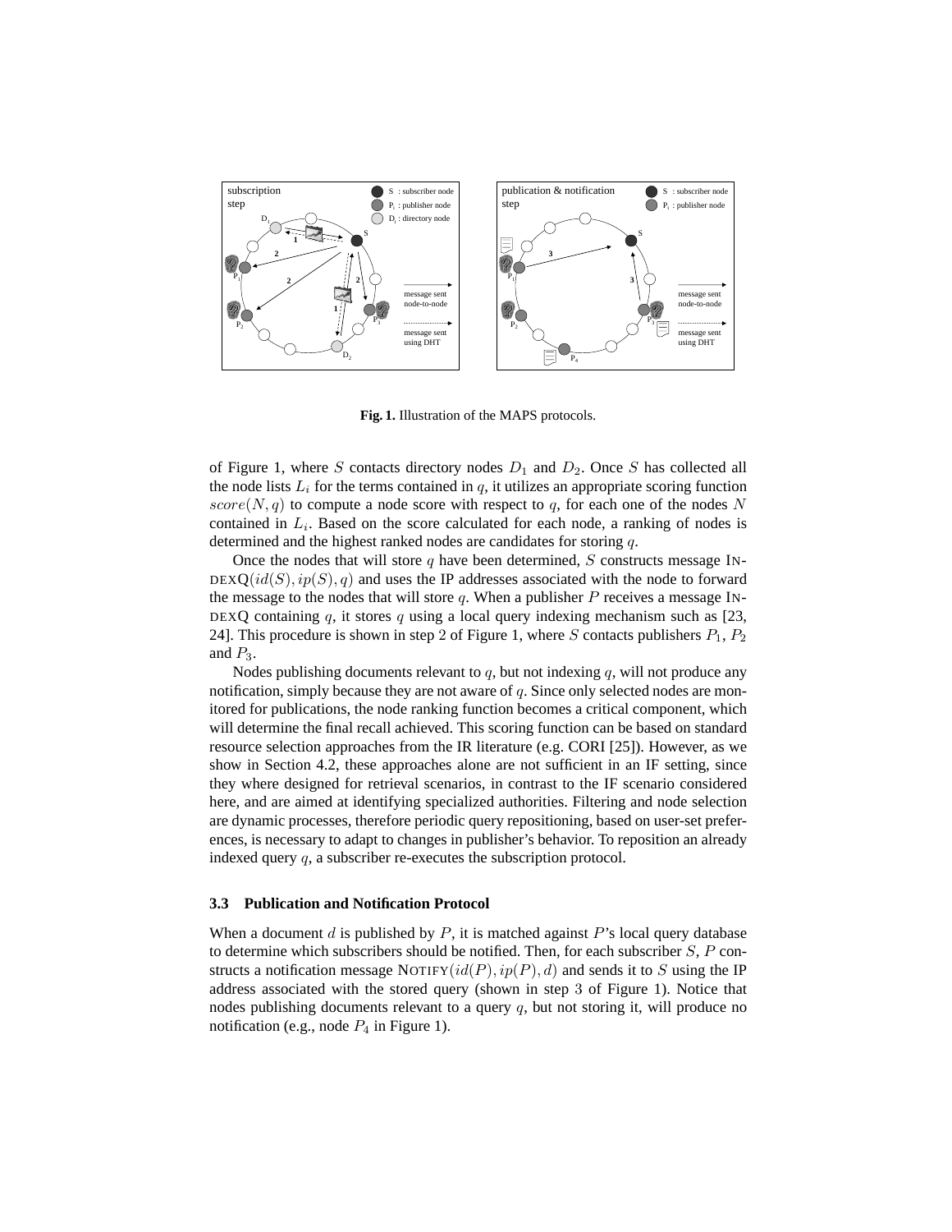**Fig. 1.** Illustration of the MAPS protocols.

of Figure 1, where $S$ contacts directory nodes $D_1$ and $D_2$. Once $S$ has collected all the node lists $L_i$ for the terms contained in $q$, it utilizes an appropriate scoring function $score(N, q)$ to compute a node score with respect to $q$, for each one of the nodes $N$ contained in $L_i$. Based on the score calculated for each node, a ranking of nodes is determined and the highest ranked nodes are candidates for storing $q$.

Once the nodes that will store $q$ have been determined, $S$ constructs message INDEXQ$(id(S), ip(S), q)$ and uses the IP addresses associated with the node to forward the message to the nodes that will store $q$. When a publisher $P$ receives a message INDEXQ containing $q$, it stores $q$ using a local query indexing mechanism such as [23, 24]. This procedure is shown in step 2 of Figure 1, where $S$ contacts publishers $P_1$, $P_2$ and $P_3$.

Nodes publishing documents relevant to $q$, but not indexing $q$, will not produce any notification, simply because they are not aware of $q$. Since only selected nodes are monitored for publications, the node ranking function becomes a critical component, which will determine the final recall achieved. This scoring function can be based on standard resource selection approaches from the IR literature (e.g. CORI [25]). However, as we show in Section 4.2, these approaches alone are not sufficient in an IF setting, since they where designed for retrieval scenarios, in contrast to the IF scenario considered here, and are aimed at identifying specialized authorities. Filtering and node selection are dynamic processes, therefore periodic query repositioning, based on user-set preferences, is necessary to adapt to changes in publisher's behavior. To reposition an already indexed query $q$, a subscriber re-executes the subscription protocol.

### 3.3 Publication and Notification Protocol

When a document $d$ is published by $P$, it is matched against $P$'s local query database to determine which subscribers should be notified. Then, for each subscriber $S$, $P$ constructs a notification message NOTIFY$(id(P), ip(P), d)$ and sends it to $S$ using the IP address associated with the stored query (shown in step 3 of Figure 1). Notice that nodes publishing documents relevant to a query $q$, but not storing it, will produce no notification (e.g., node $P_4$ in Figure 1).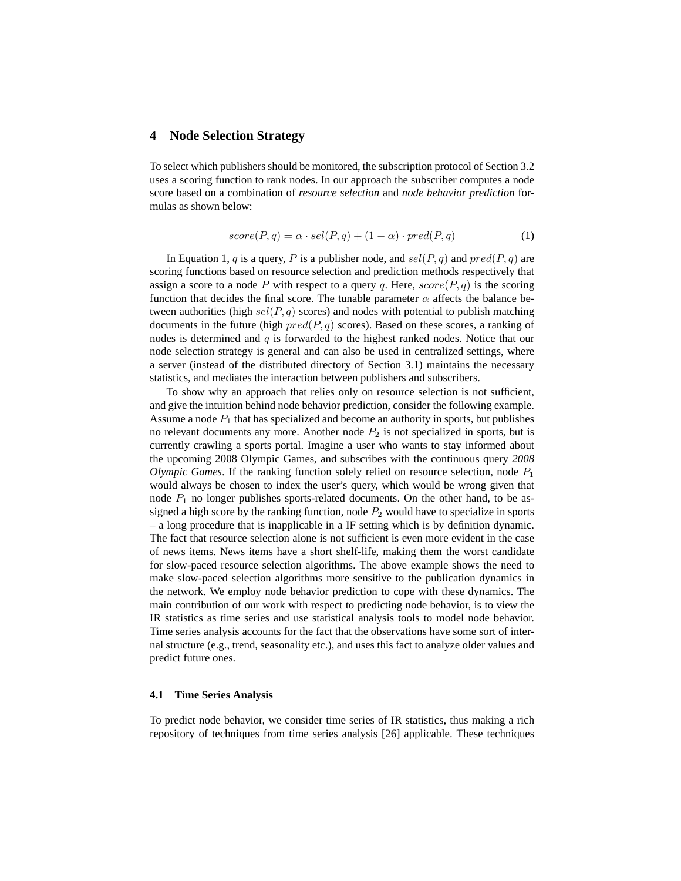## 4 Node Selection Strategy

To select which publishers should be monitored, the subscription protocol of Section 3.2 uses a scoring function to rank nodes. In our approach the subscriber computes a node score based on a combination of *resource selection* and *node behavior prediction* formulas as shown below:

$$score(P, q) = \alpha \cdot sel(P, q) + (1 - \alpha) \cdot pred(P, q) \tag{1}$$

In Equation 1, $q$ is a query, $P$ is a publisher node, and $sel(P, q)$ and $pred(P, q)$ are scoring functions based on resource selection and prediction methods respectively that assign a score to a node $P$ with respect to a query $q$. Here, $score(P, q)$ is the scoring function that decides the final score. The tunable parameter $\alpha$ affects the balance between authorities (high $sel(P, q)$ scores) and nodes with potential to publish matching documents in the future (high $pred(P, q)$ scores). Based on these scores, a ranking of nodes is determined and $q$ is forwarded to the highest ranked nodes. Notice that our node selection strategy is general and can also be used in centralized settings, where a server (instead of the distributed directory of Section 3.1) maintains the necessary statistics, and mediates the interaction between publishers and subscribers.

To show why an approach that relies only on resource selection is not sufficient, and give the intuition behind node behavior prediction, consider the following example. Assume a node $P_1$ that has specialized and become an authority in sports, but publishes no relevant documents any more. Another node $P_2$ is not specialized in sports, but is currently crawling a sports portal. Imagine a user who wants to stay informed about the upcoming 2008 Olympic Games, and subscribes with the continuous query *2008 Olympic Games*. If the ranking function solely relied on resource selection, node $P_1$ would always be chosen to index the user's query, which would be wrong given that node $P_1$ no longer publishes sports-related documents. On the other hand, to be assigned a high score by the ranking function, node $P_2$ would have to specialize in sports – a long procedure that is inapplicable in a IF setting which is by definition dynamic. The fact that resource selection alone is not sufficient is even more evident in the case of news items. News items have a short shelf-life, making them the worst candidate for slow-paced resource selection algorithms. The above example shows the need to make slow-paced selection algorithms more sensitive to the publication dynamics in the network. We employ node behavior prediction to cope with these dynamics. The main contribution of our work with respect to predicting node behavior, is to view the IR statistics as time series and use statistical analysis tools to model node behavior. Time series analysis accounts for the fact that the observations have some sort of internal structure (e.g., trend, seasonality etc.), and uses this fact to analyze older values and predict future ones.

### 4.1 Time Series Analysis

To predict node behavior, we consider time series of IR statistics, thus making a rich repository of techniques from time series analysis [26] applicable. These techniques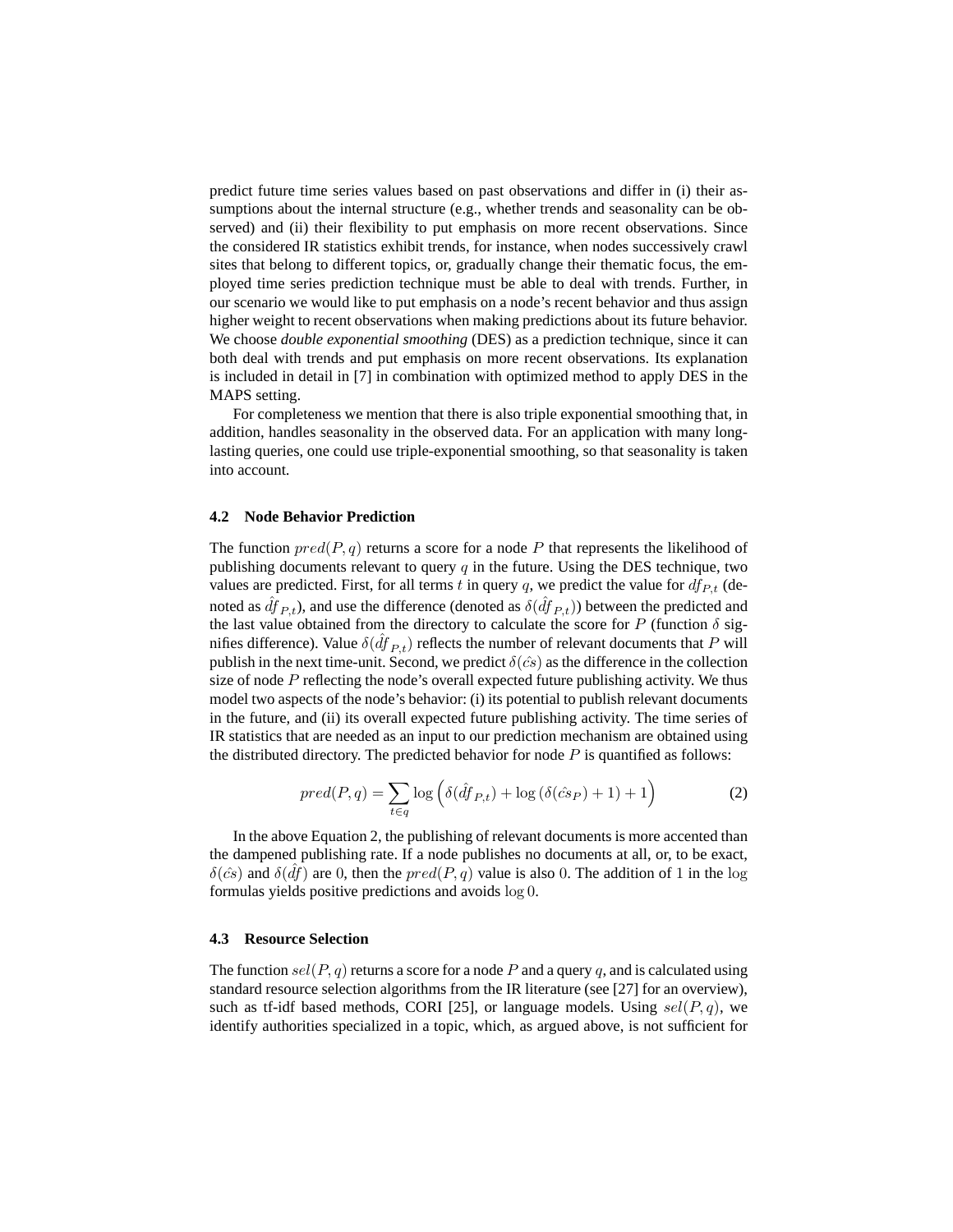predict future time series values based on past observations and differ in (i) their assumptions about the internal structure (e.g., whether trends and seasonality can be observed) and (ii) their flexibility to put emphasis on more recent observations. Since the considered IR statistics exhibit trends, for instance, when nodes successively crawl sites that belong to different topics, or, gradually change their thematic focus, the employed time series prediction technique must be able to deal with trends. Further, in our scenario we would like to put emphasis on a node's recent behavior and thus assign higher weight to recent observations when making predictions about its future behavior. We choose *double exponential smoothing* (DES) as a prediction technique, since it can both deal with trends and put emphasis on more recent observations. Its explanation is included in detail in [7] in combination with optimized method to apply DES in the MAPS setting.

For completeness we mention that there is also triple exponential smoothing that, in addition, handles seasonality in the observed data. For an application with many long-lasting queries, one could use triple-exponential smoothing, so that seasonality is taken into account.

### 4.2 Node Behavior Prediction

The function $pred(P, q)$ returns a score for a node $P$ that represents the likelihood of publishing documents relevant to query $q$ in the future. Using the DES technique, two values are predicted. First, for all terms $t$ in query $q$, we predict the value for $df_{P,t}$ (denoted as $\hat{df}_{P,t}$), and use the difference (denoted as $\delta(\hat{df}_{P,t})$) between the predicted and the last value obtained from the directory to calculate the score for $P$ (function $\delta$ signifies difference). Value $\delta(\hat{df}_{P,t})$ reflects the number of relevant documents that $P$ will publish in the next time-unit. Second, we predict $\delta(\hat{cs})$ as the difference in the collection size of node $P$ reflecting the node's overall expected future publishing activity. We thus model two aspects of the node's behavior: (i) its potential to publish relevant documents in the future, and (ii) its overall expected future publishing activity. The time series of IR statistics that are needed as an input to our prediction mechanism are obtained using the distributed directory. The predicted behavior for node $P$ is quantified as follows:

$$pred(P, q) = \sum_{t \in q} \log \left( \delta(\hat{df}_{P,t}) + \log \left( \delta(\hat{cs}_P) + 1 \right) + 1 \right) \tag{2}$$

In the above Equation 2, the publishing of relevant documents is more accented than the dampened publishing rate. If a node publishes no documents at all, or, to be exact, $\delta(\hat{cs})$ and $\delta(\hat{df})$ are 0, then the $pred(P, q)$ value is also 0. The addition of 1 in the $\log$ formulas yields positive predictions and avoids $\log 0$.

### 4.3 Resource Selection

The function $sel(P, q)$ returns a score for a node $P$ and a query $q$, and is calculated using standard resource selection algorithms from the IR literature (see [27] for an overview), such as tf-idf based methods, CORI [25], or language models. Using $sel(P, q)$, we identify authorities specialized in a topic, which, as argued above, is not sufficient for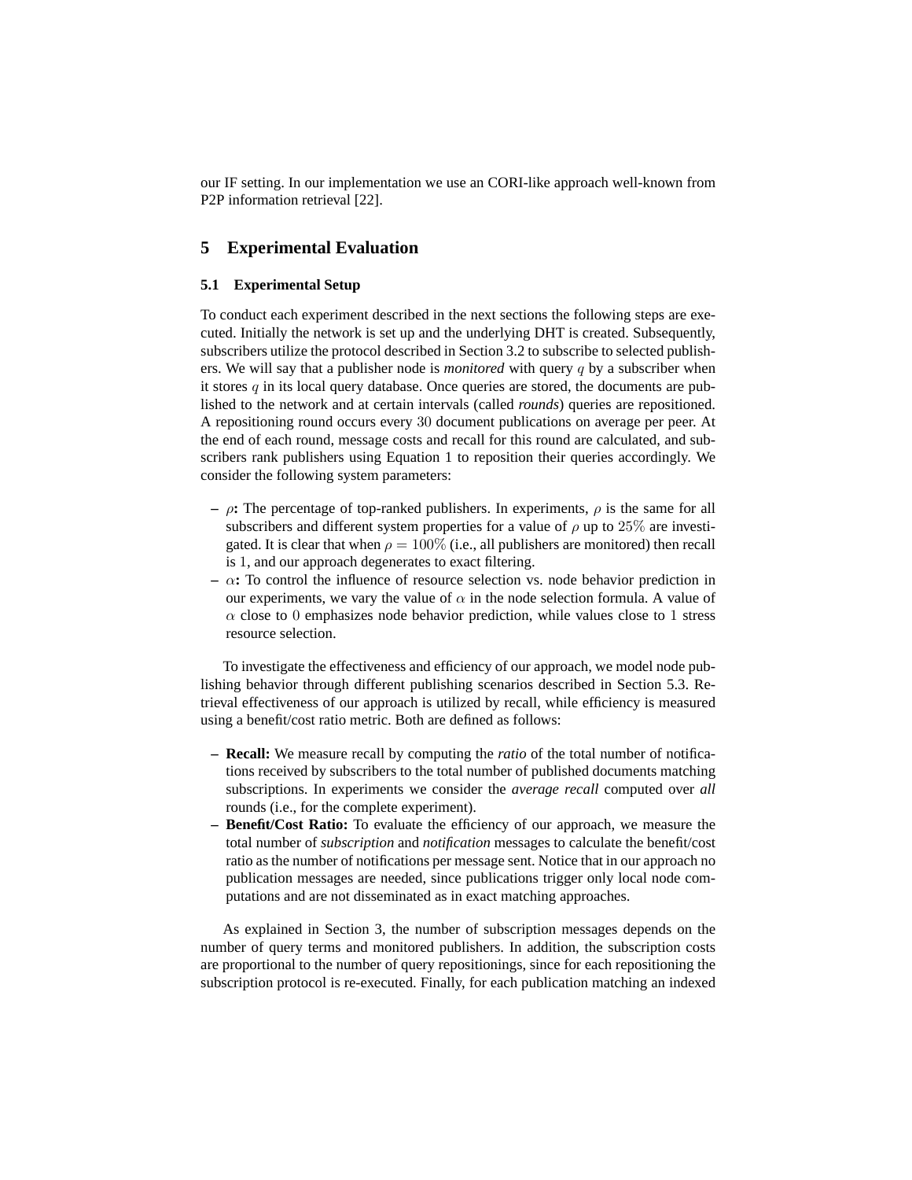our IF setting. In our implementation we use an CORI-like approach well-known from P2P information retrieval [22].

## 5 Experimental Evaluation

### 5.1 Experimental Setup

To conduct each experiment described in the next sections the following steps are executed. Initially the network is set up and the underlying DHT is created. Subsequently, subscribers utilize the protocol described in Section 3.2 to subscribe to selected publishers. We will say that a publisher node is *monitored* with query $q$ by a subscriber when it stores $q$ in its local query database. Once queries are stored, the documents are published to the network and at certain intervals (called *rounds*) queries are repositioned. A repositioning round occurs every $30$ document publications on average per peer. At the end of each round, message costs and recall for this round are calculated, and subscribers rank publishers using Equation 1 to reposition their queries accordingly. We consider the following system parameters:

- $\rho$**:** The percentage of top-ranked publishers. In experiments, $\rho$ is the same for all subscribers and different system properties for a value of $\rho$ up to $25\%$ are investigated. It is clear that when $\rho = 100\%$ (i.e., all publishers are monitored) then recall is $1$, and our approach degenerates to exact filtering.
- $\alpha$**:** To control the influence of resource selection vs. node behavior prediction in our experiments, we vary the value of $\alpha$ in the node selection formula. A value of $\alpha$ close to $0$ emphasizes node behavior prediction, while values close to $1$ stress resource selection.

To investigate the effectiveness and efficiency of our approach, we model node publishing behavior through different publishing scenarios described in Section 5.3. Retrieval effectiveness of our approach is utilized by recall, while efficiency is measured using a benefit/cost ratio metric. Both are defined as follows:

- **Recall:** We measure recall by computing the *ratio* of the total number of notifications received by subscribers to the total number of published documents matching subscriptions. In experiments we consider the *average recall* computed over *all* rounds (i.e., for the complete experiment).
- **Benefit/Cost Ratio:** To evaluate the efficiency of our approach, we measure the total number of *subscription* and *notification* messages to calculate the benefit/cost ratio as the number of notifications per message sent. Notice that in our approach no publication messages are needed, since publications trigger only local node computations and are not disseminated as in exact matching approaches.

As explained in Section 3, the number of subscription messages depends on the number of query terms and monitored publishers. In addition, the subscription costs are proportional to the number of query repositionings, since for each repositioning the subscription protocol is re-executed. Finally, for each publication matching an indexed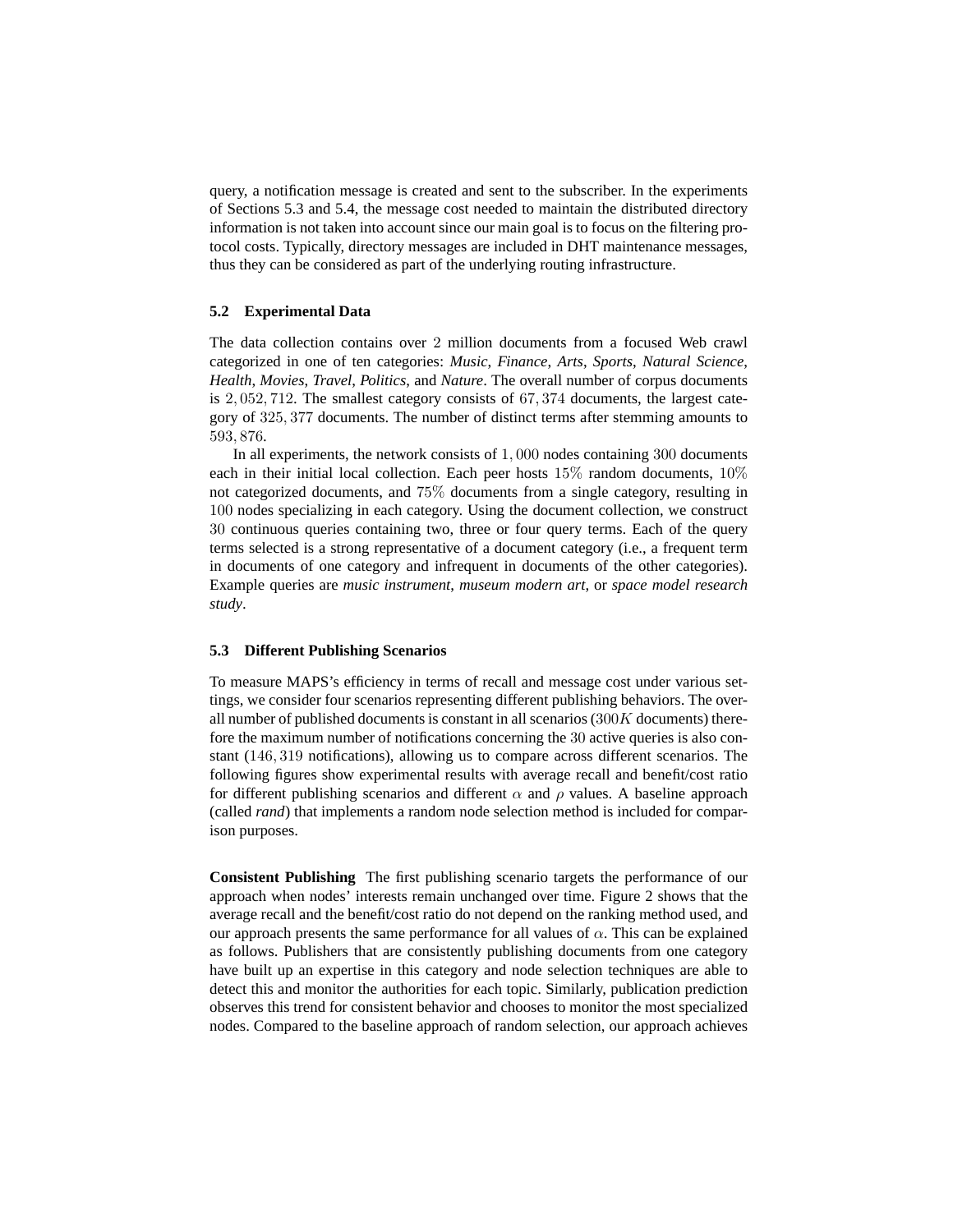query, a notification message is created and sent to the subscriber. In the experiments of Sections 5.3 and 5.4, the message cost needed to maintain the distributed directory information is not taken into account since our main goal is to focus on the filtering protocol costs. Typically, directory messages are included in DHT maintenance messages, thus they can be considered as part of the underlying routing infrastructure.

### 5.2 Experimental Data

The data collection contains over 2 million documents from a focused Web crawl categorized in one of ten categories: *Music*, *Finance*, *Arts*, *Sports*, *Natural Science*, *Health*, *Movies*, *Travel*, *Politics*, and *Nature*. The overall number of corpus documents is $2,052,712$. The smallest category consists of $67,374$ documents, the largest category of $325,377$ documents. The number of distinct terms after stemming amounts to $593,876$.

In all experiments, the network consists of $1,000$ nodes containing $300$ documents each in their initial local collection. Each peer hosts $15\%$ random documents, $10\%$ not categorized documents, and $75\%$ documents from a single category, resulting in $100$ nodes specializing in each category. Using the document collection, we construct $30$ continuous queries containing two, three or four query terms. Each of the query terms selected is a strong representative of a document category (i.e., a frequent term in documents of one category and infrequent in documents of the other categories). Example queries are *music instrument*, *museum modern art*, or *space model research study*.

### 5.3 Different Publishing Scenarios

To measure MAPS's efficiency in terms of recall and message cost under various settings, we consider four scenarios representing different publishing behaviors. The overall number of published documents is constant in all scenarios ($300K$ documents) therefore the maximum number of notifications concerning the $30$ active queries is also constant ($146,319$ notifications), allowing us to compare across different scenarios. The following figures show experimental results with average recall and benefit/cost ratio for different publishing scenarios and different $\alpha$ and $\rho$ values. A baseline approach (called *rand*) that implements a random node selection method is included for comparison purposes.

**Consistent Publishing** The first publishing scenario targets the performance of our approach when nodes' interests remain unchanged over time. Figure 2 shows that the average recall and the benefit/cost ratio do not depend on the ranking method used, and our approach presents the same performance for all values of $\alpha$. This can be explained as follows. Publishers that are consistently publishing documents from one category have built up an expertise in this category and node selection techniques are able to detect this and monitor the authorities for each topic. Similarly, publication prediction observes this trend for consistent behavior and chooses to monitor the most specialized nodes. Compared to the baseline approach of random selection, our approach achieves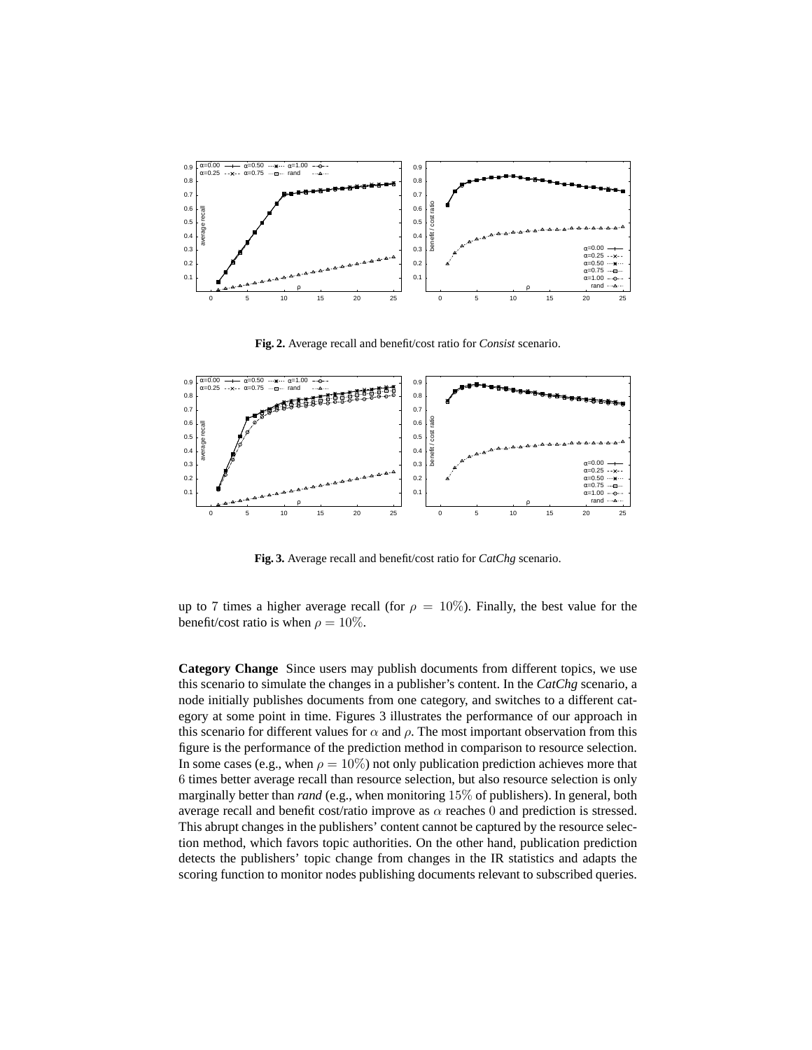Fig. 2. Average recall and benefit/cost ratio for *Consist* scenario.

Fig. 3. Average recall and benefit/cost ratio for *CatChg* scenario.

up to 7 times a higher average recall (for $\rho = 10\%$). Finally, the best value for the benefit/cost ratio is when $\rho = 10\%$.

**Category Change** Since users may publish documents from different topics, we use this scenario to simulate the changes in a publisher's content. In the *CatChg* scenario, a node initially publishes documents from one category, and switches to a different category at some point in time. Figures 3 illustrates the performance of our approach in this scenario for different values for $\alpha$ and $\rho$. The most important observation from this figure is the performance of the prediction method in comparison to resource selection. In some cases (e.g., when $\rho = 10\%$) not only publication prediction achieves more that $6$ times better average recall than resource selection, but also resource selection is only marginally better than *rand* (e.g., when monitoring $15\%$ of publishers). In general, both average recall and benefit cost/ratio improve as $\alpha$ reaches $0$ and prediction is stressed. This abrupt changes in the publishers' content cannot be captured by the resource selection method, which favors topic authorities. On the other hand, publication prediction detects the publishers' topic change from changes in the IR statistics and adapts the scoring function to monitor nodes publishing documents relevant to subscribed queries.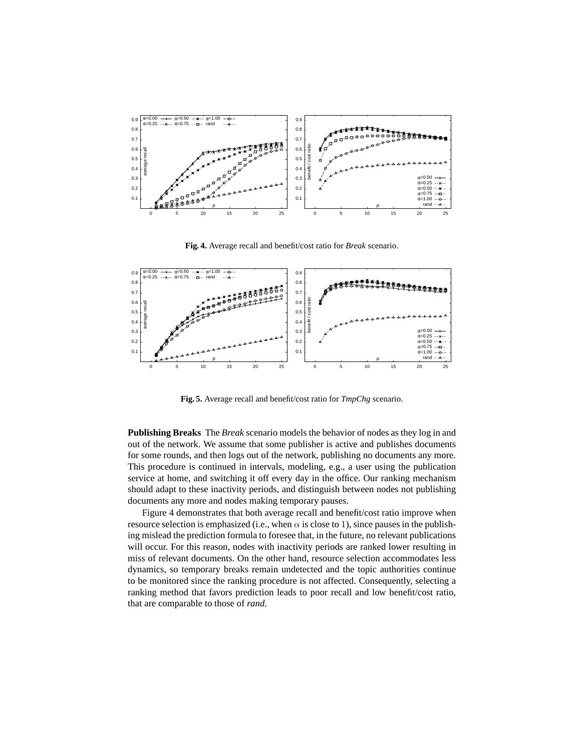**Fig. 4.** Average recall and benefit/cost ratio for *Break* scenario.

**Fig. 5.** Average recall and benefit/cost ratio for *TmpChg* scenario.

**Publishing Breaks** The *Break* scenario models the behavior of nodes as they log in and out of the network. We assume that some publisher is active and publishes documents for some rounds, and then logs out of the network, publishing no documents any more. This procedure is continued in intervals, modeling, e.g., a user using the publication service at home, and switching it off every day in the office. Our ranking mechanism should adapt to these inactivity periods, and distinguish between nodes not publishing documents any more and nodes making temporary pauses.

Figure 4 demonstrates that both average recall and benefit/cost ratio improve when resource selection is emphasized (i.e., when $\alpha$ is close to 1), since pauses in the publishing mislead the prediction formula to foresee that, in the future, no relevant publications will occur. For this reason, nodes with inactivity periods are ranked lower resulting in miss of relevant documents. On the other hand, resource selection accommodates less dynamics, so temporary breaks remain undetected and the topic authorities continue to be monitored since the ranking procedure is not affected. Consequently, selecting a ranking method that favors prediction leads to poor recall and low benefit/cost ratio, that are comparable to those of *rand*.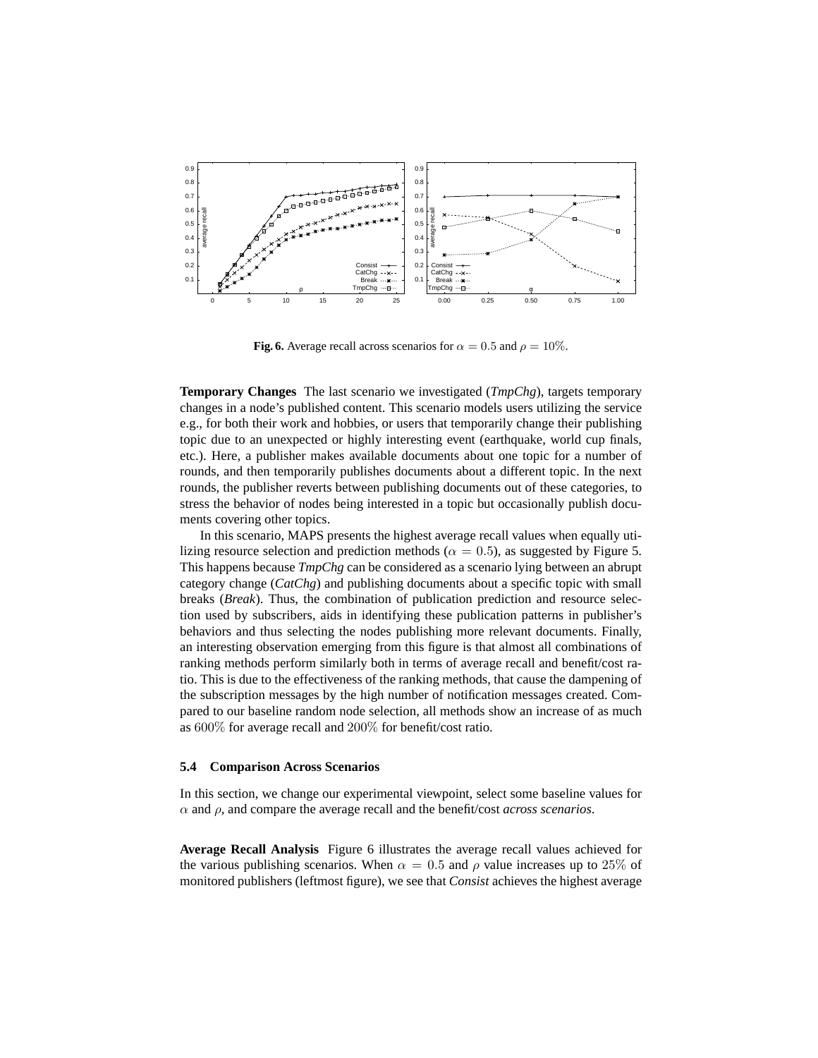**Fig. 6.** Average recall across scenarios for $\alpha = 0.5$ and $\rho = 10\%$.

**Temporary Changes** The last scenario we investigated (*TmpChg*), targets temporary changes in a node's published content. This scenario models users utilizing the service e.g., for both their work and hobbies, or users that temporarily change their publishing topic due to an unexpected or highly interesting event (earthquake, world cup finals, etc.). Here, a publisher makes available documents about one topic for a number of rounds, and then temporarily publishes documents about a different topic. In the next rounds, the publisher reverts between publishing documents out of these categories, to stress the behavior of nodes being interested in a topic but occasionally publish documents covering other topics.

In this scenario, MAPS presents the highest average recall values when equally utilizing resource selection and prediction methods ($\alpha = 0.5$), as suggested by Figure 5. This happens because *TmpChg* can be considered as a scenario lying between an abrupt category change (*CatChg*) and publishing documents about a specific topic with small breaks (*Break*). Thus, the combination of publication prediction and resource selection used by subscribers, aids in identifying these publication patterns in publisher's behaviors and thus selecting the nodes publishing more relevant documents. Finally, an interesting observation emerging from this figure is that almost all combinations of ranking methods perform similarly both in terms of average recall and benefit/cost ratio. This is due to the effectiveness of the ranking methods, that cause the dampening of the subscription messages by the high number of notification messages created. Compared to our baseline random node selection, all methods show an increase of as much as $600\%$ for average recall and $200\%$ for benefit/cost ratio.

### 5.4 Comparison Across Scenarios

In this section, we change our experimental viewpoint, select some baseline values for $\alpha$ and $\rho$, and compare the average recall and the benefit/cost *across scenarios*.

**Average Recall Analysis** Figure 6 illustrates the average recall values achieved for the various publishing scenarios. When $\alpha = 0.5$ and $\rho$ value increases up to $25\%$ of monitored publishers (leftmost figure), we see that *Consist* achieves the highest average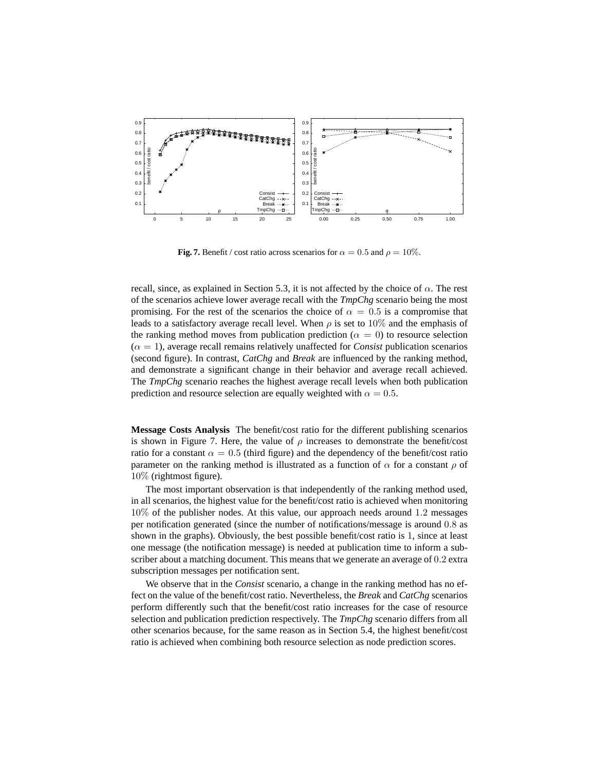**Fig. 7.** Benefit / cost ratio across scenarios for $\alpha = 0.5$ and $\rho = 10\%$.

recall, since, as explained in Section 5.3, it is not affected by the choice of $\alpha$. The rest of the scenarios achieve lower average recall with the *TmpChg* scenario being the most promising. For the rest of the scenarios the choice of $\alpha = 0.5$ is a compromise that leads to a satisfactory average recall level. When $\rho$ is set to $10\%$ and the emphasis of the ranking method moves from publication prediction ($\alpha = 0$) to resource selection ($\alpha = 1$), average recall remains relatively unaffected for *Consist* publication scenarios (second figure). In contrast, *CatChg* and *Break* are influenced by the ranking method, and demonstrate a significant change in their behavior and average recall achieved. The *TmpChg* scenario reaches the highest average recall levels when both publication prediction and resource selection are equally weighted with $\alpha = 0.5$.

**Message Costs Analysis** The benefit/cost ratio for the different publishing scenarios is shown in Figure 7. Here, the value of $\rho$ increases to demonstrate the benefit/cost ratio for a constant $\alpha = 0.5$ (third figure) and the dependency of the benefit/cost ratio parameter on the ranking method is illustrated as a function of $\alpha$ for a constant $\rho$ of $10\%$ (rightmost figure).

The most important observation is that independently of the ranking method used, in all scenarios, the highest value for the benefit/cost ratio is achieved when monitoring $10\%$ of the publisher nodes. At this value, our approach needs around $1.2$ messages per notification generated (since the number of notifications/message is around $0.8$ as shown in the graphs). Obviously, the best possible benefit/cost ratio is $1$, since at least one message (the notification message) is needed at publication time to inform a subscriber about a matching document. This means that we generate an average of $0.2$ extra subscription messages per notification sent.

We observe that in the *Consist* scenario, a change in the ranking method has no effect on the value of the benefit/cost ratio. Nevertheless, the *Break* and *CatChg* scenarios perform differently such that the benefit/cost ratio increases for the case of resource selection and publication prediction respectively. The *TmpChg* scenario differs from all other scenarios because, for the same reason as in Section 5.4, the highest benefit/cost ratio is achieved when combining both resource selection as node prediction scores.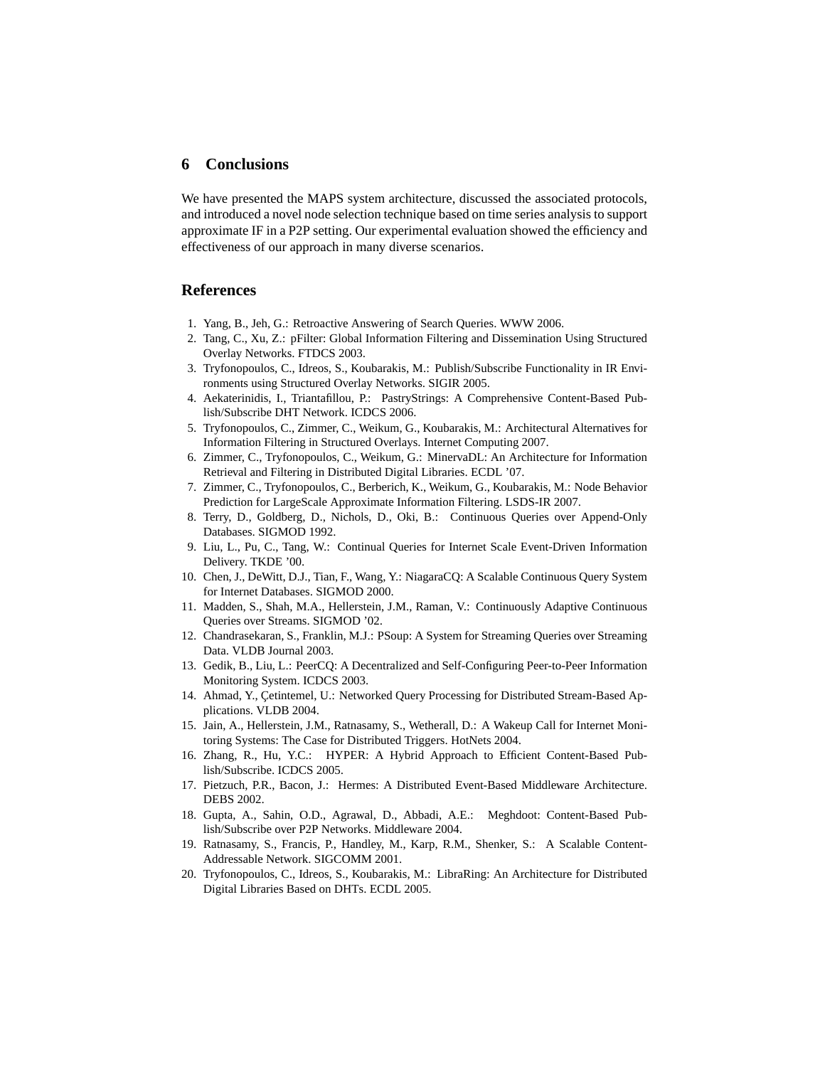## 6 Conclusions

We have presented the MAPS system architecture, discussed the associated protocols, and introduced a novel node selection technique based on time series analysis to support approximate IF in a P2P setting. Our experimental evaluation showed the efficiency and effectiveness of our approach in many diverse scenarios.

## References

1. Yang, B., Jeh, G.: Retroactive Answering of Search Queries. WWW 2006.
2. Tang, C., Xu, Z.: pFilter: Global Information Filtering and Dissemination Using Structured Overlay Networks. FTDCS 2003.
3. Tryfonopoulos, C., Idreos, S., Koubarakis, M.: Publish/Subscribe Functionality in IR Environments using Structured Overlay Networks. SIGIR 2005.
4. Aekaterinidis, I., Triantafillou, P.: PastryStrings: A Comprehensive Content-Based Publish/Subscribe DHT Network. ICDCS 2006.
5. Tryfonopoulos, C., Zimmer, C., Weikum, G., Koubarakis, M.: Architectural Alternatives for Information Filtering in Structured Overlays. Internet Computing 2007.
6. Zimmer, C., Tryfonopoulos, C., Weikum, G.: MinervaDL: An Architecture for Information Retrieval and Filtering in Distributed Digital Libraries. ECDL '07.
7. Zimmer, C., Tryfonopoulos, C., Berberich, K., Weikum, G., Koubarakis, M.: Node Behavior Prediction for LargeScale Approximate Information Filtering. LSDS-IR 2007.
8. Terry, D., Goldberg, D., Nichols, D., Oki, B.: Continuous Queries over Append-Only Databases. SIGMOD 1992.
9. Liu, L., Pu, C., Tang, W.: Continual Queries for Internet Scale Event-Driven Information Delivery. TKDE '00.
10. Chen, J., DeWitt, D.J., Tian, F., Wang, Y.: NiagaraCQ: A Scalable Continuous Query System for Internet Databases. SIGMOD 2000.
11. Madden, S., Shah, M.A., Hellerstein, J.M., Raman, V.: Continuously Adaptive Continuous Queries over Streams. SIGMOD '02.
12. Chandrasekaran, S., Franklin, M.J.: PSoup: A System for Streaming Queries over Streaming Data. VLDB Journal 2003.
13. Gedik, B., Liu, L.: PeerCQ: A Decentralized and Self-Configuring Peer-to-Peer Information Monitoring System. ICDCS 2003.
14. Ahmad, Y., Çetintemel, U.: Networked Query Processing for Distributed Stream-Based Applications. VLDB 2004.
15. Jain, A., Hellerstein, J.M., Ratnasamy, S., Wetherall, D.: A Wakeup Call for Internet Monitoring Systems: The Case for Distributed Triggers. HotNets 2004.
16. Zhang, R., Hu, Y.C.: HYPER: A Hybrid Approach to Efficient Content-Based Publish/Subscribe. ICDCS 2005.
17. Pietzuch, P.R., Bacon, J.: Hermes: A Distributed Event-Based Middleware Architecture. DEBS 2002.
18. Gupta, A., Sahin, O.D., Agrawal, D., Abbadi, A.E.: Meghdoot: Content-Based Publish/Subscribe over P2P Networks. Middleware 2004.
19. Ratnasamy, S., Francis, P., Handley, M., Karp, R.M., Shenker, S.: A Scalable Content-Addressable Network. SIGCOMM 2001.
20. Tryfonopoulos, C., Idreos, S., Koubarakis, M.: LibraRing: An Architecture for Distributed Digital Libraries Based on DHTs. ECDL 2005.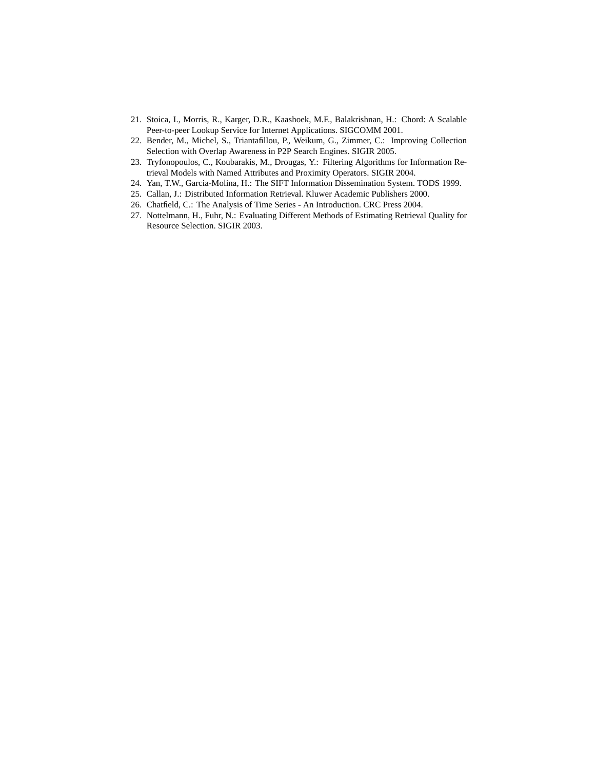21. Stoica, I., Morris, R., Karger, D.R., Kaashoek, M.F., Balakrishnan, H.: Chord: A Scalable Peer-to-peer Lookup Service for Internet Applications. SIGCOMM 2001.
22. Bender, M., Michel, S., Triantafillou, P., Weikum, G., Zimmer, C.: Improving Collection Selection with Overlap Awareness in P2P Search Engines. SIGIR 2005.
23. Tryfonopoulos, C., Koubarakis, M., Drougas, Y.: Filtering Algorithms for Information Retrieval Models with Named Attributes and Proximity Operators. SIGIR 2004.
24. Yan, T.W., Garcia-Molina, H.: The SIFT Information Dissemination System. TODS 1999.
25. Callan, J.: Distributed Information Retrieval. Kluwer Academic Publishers 2000.
26. Chatfield, C.: The Analysis of Time Series - An Introduction. CRC Press 2004.
27. Nottelmann, H., Fuhr, N.: Evaluating Different Methods of Estimating Retrieval Quality for Resource Selection. SIGIR 2003.